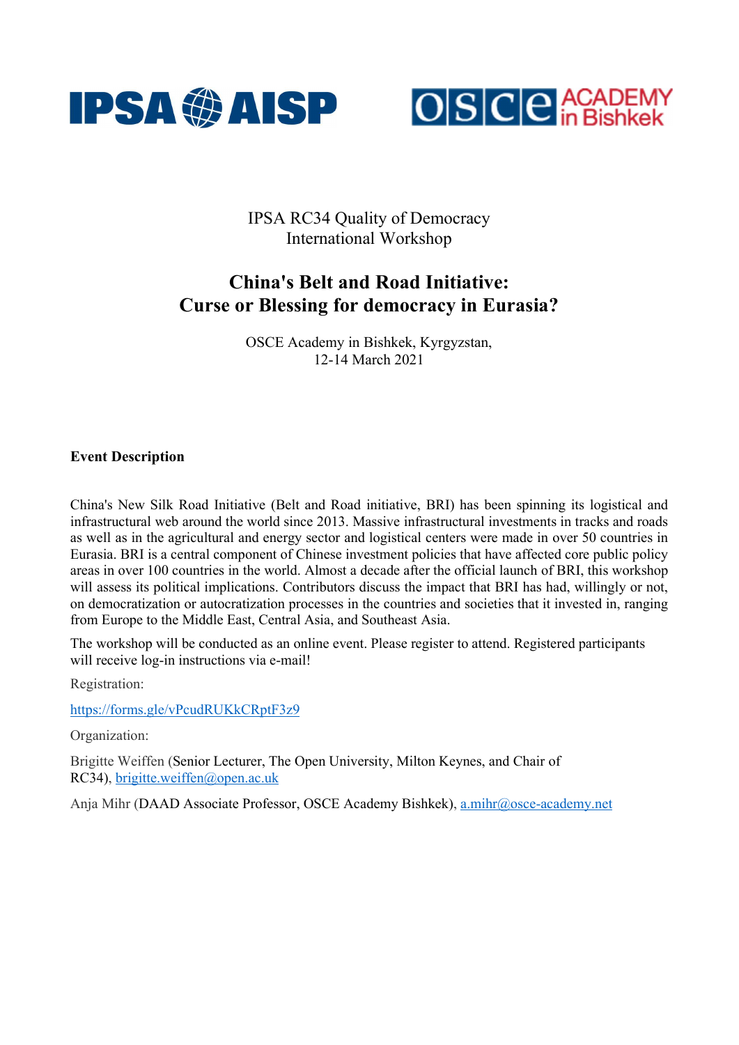IPSA AISP

OSCE ACADEMY in Bishkek

IPSA RC34 Quality of Democracy
International Workshop

# China's Belt and Road Initiative: Curse or Blessing for democracy in Eurasia?

OSCE Academy in Bishkek, Kyrgyzstan,
12-14 March 2021

**Event Description**

China's New Silk Road Initiative (Belt and Road initiative, BRI) has been spinning its logistical and infrastructural web around the world since 2013. Massive infrastructural investments in tracks and roads as well as in the agricultural and energy sector and logistical centers were made in over 50 countries in Eurasia. BRI is a central component of Chinese investment policies that have affected core public policy areas in over 100 countries in the world. Almost a decade after the official launch of BRI, this workshop will assess its political implications. Contributors discuss the impact that BRI has had, willingly or not, on democratization or autocratization processes in the countries and societies that it invested in, ranging from Europe to the Middle East, Central Asia, and Southeast Asia.

The workshop will be conducted as an online event. Please register to attend. Registered participants will receive log-in instructions via e-mail!

Registration:

https://forms.gle/vPcudRUKkCRptF3z9

Organization:

Brigitte Weiffen (Senior Lecturer, The Open University, Milton Keynes, and Chair of RC34), brigitte.weiffen@open.ac.uk

Anja Mihr (DAAD Associate Professor, OSCE Academy Bishkek), a.mihr@osce-academy.net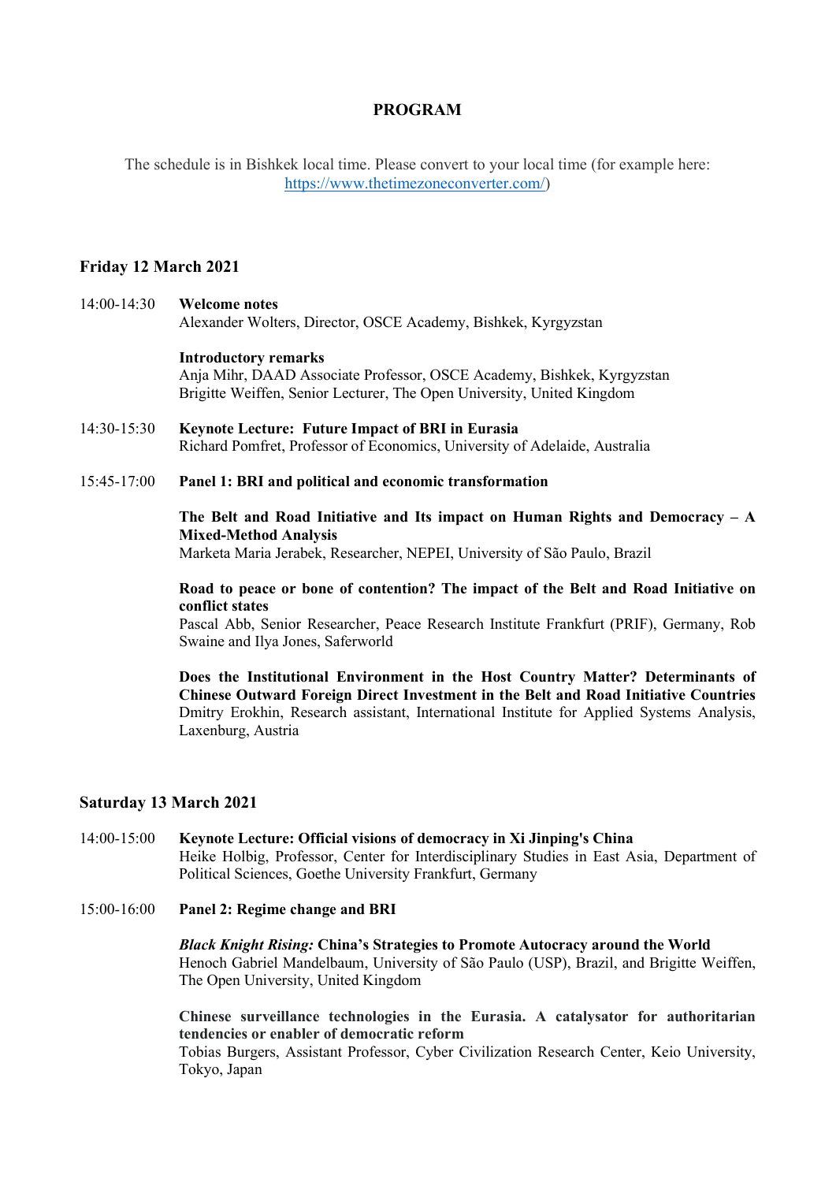# PROGRAM

The schedule is in Bishkek local time. Please convert to your local time (for example here: https://www.thetimezoneconverter.com/)

## Friday 12 March 2021

14:00-14:30 **Welcome notes**
Alexander Wolters, Director, OSCE Academy, Bishkek, Kyrgyzstan

**Introductory remarks**
Anja Mihr, DAAD Associate Professor, OSCE Academy, Bishkek, Kyrgyzstan
Brigitte Weiffen, Senior Lecturer, The Open University, United Kingdom

14:30-15:30 **Keynote Lecture: Future Impact of BRI in Eurasia**
Richard Pomfret, Professor of Economics, University of Adelaide, Australia

15:45-17:00 **Panel 1: BRI and political and economic transformation**

**The Belt and Road Initiative and Its impact on Human Rights and Democracy – A Mixed-Method Analysis**
Marketa Maria Jerabek, Researcher, NEPEI, University of São Paulo, Brazil

**Road to peace or bone of contention? The impact of the Belt and Road Initiative on conflict states**
Pascal Abb, Senior Researcher, Peace Research Institute Frankfurt (PRIF), Germany, Rob Swaine and Ilya Jones, Saferworld

**Does the Institutional Environment in the Host Country Matter? Determinants of Chinese Outward Foreign Direct Investment in the Belt and Road Initiative Countries**
Dmitry Erokhin, Research assistant, International Institute for Applied Systems Analysis, Laxenburg, Austria

## Saturday 13 March 2021

14:00-15:00 **Keynote Lecture: Official visions of democracy in Xi Jinping's China**
Heike Holbig, Professor, Center for Interdisciplinary Studies in East Asia, Department of Political Sciences, Goethe University Frankfurt, Germany

15:00-16:00 **Panel 2: Regime change and BRI**

***Black Knight Rising:* China's Strategies to Promote Autocracy around the World**
Henoch Gabriel Mandelbaum, University of São Paulo (USP), Brazil, and Brigitte Weiffen, The Open University, United Kingdom

**Chinese surveillance technologies in the Eurasia. A catalysator for authoritarian tendencies or enabler of democratic reform**
Tobias Burgers, Assistant Professor, Cyber Civilization Research Center, Keio University, Tokyo, Japan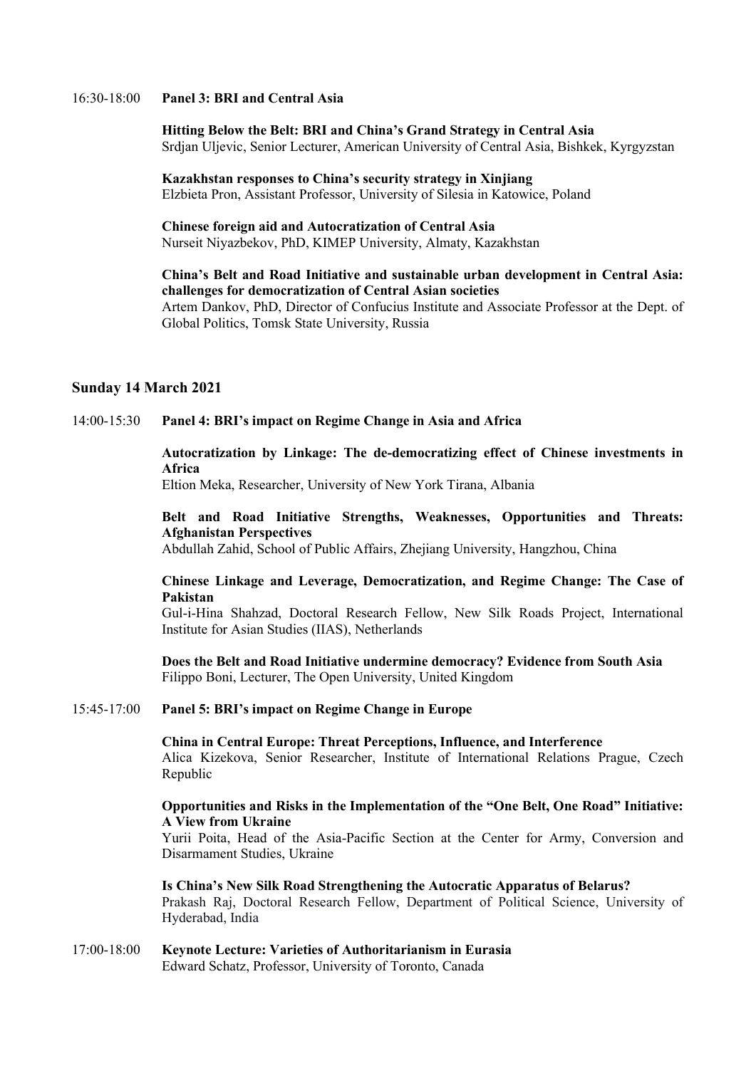16:30-18:00 **Panel 3: BRI and Central Asia**

**Hitting Below the Belt: BRI and China's Grand Strategy in Central Asia**
Srdjan Uljevic, Senior Lecturer, American University of Central Asia, Bishkek, Kyrgyzstan

**Kazakhstan responses to China's security strategy in Xinjiang**
Elzbieta Pron, Assistant Professor, University of Silesia in Katowice, Poland

**Chinese foreign aid and Autocratization of Central Asia**
Nurseit Niyazbekov, PhD, KIMEP University, Almaty, Kazakhstan

**China's Belt and Road Initiative and sustainable urban development in Central Asia: challenges for democratization of Central Asian societies**
Artem Dankov, PhD, Director of Confucius Institute and Associate Professor at the Dept. of Global Politics, Tomsk State University, Russia

## Sunday 14 March 2021

14:00-15:30 **Panel 4: BRI's impact on Regime Change in Asia and Africa**

**Autocratization by Linkage: The de-democratizing effect of Chinese investments in Africa**
Eltion Meka, Researcher, University of New York Tirana, Albania

**Belt and Road Initiative Strengths, Weaknesses, Opportunities and Threats: Afghanistan Perspectives**
Abdullah Zahid, School of Public Affairs, Zhejiang University, Hangzhou, China

**Chinese Linkage and Leverage, Democratization, and Regime Change: The Case of Pakistan**
Gul-i-Hina Shahzad, Doctoral Research Fellow, New Silk Roads Project, International Institute for Asian Studies (IIAS), Netherlands

**Does the Belt and Road Initiative undermine democracy? Evidence from South Asia**
Filippo Boni, Lecturer, The Open University, United Kingdom

15:45-17:00 **Panel 5: BRI's impact on Regime Change in Europe**

**China in Central Europe: Threat Perceptions, Influence, and Interference**
Alica Kizekova, Senior Researcher, Institute of International Relations Prague, Czech Republic

**Opportunities and Risks in the Implementation of the "One Belt, One Road" Initiative: A View from Ukraine**
Yurii Poita, Head of the Asia-Pacific Section at the Center for Army, Conversion and Disarmament Studies, Ukraine

**Is China's New Silk Road Strengthening the Autocratic Apparatus of Belarus?**
Prakash Raj, Doctoral Research Fellow, Department of Political Science, University of Hyderabad, India

17:00-18:00 **Keynote Lecture: Varieties of Authoritarianism in Eurasia**
Edward Schatz, Professor, University of Toronto, Canada